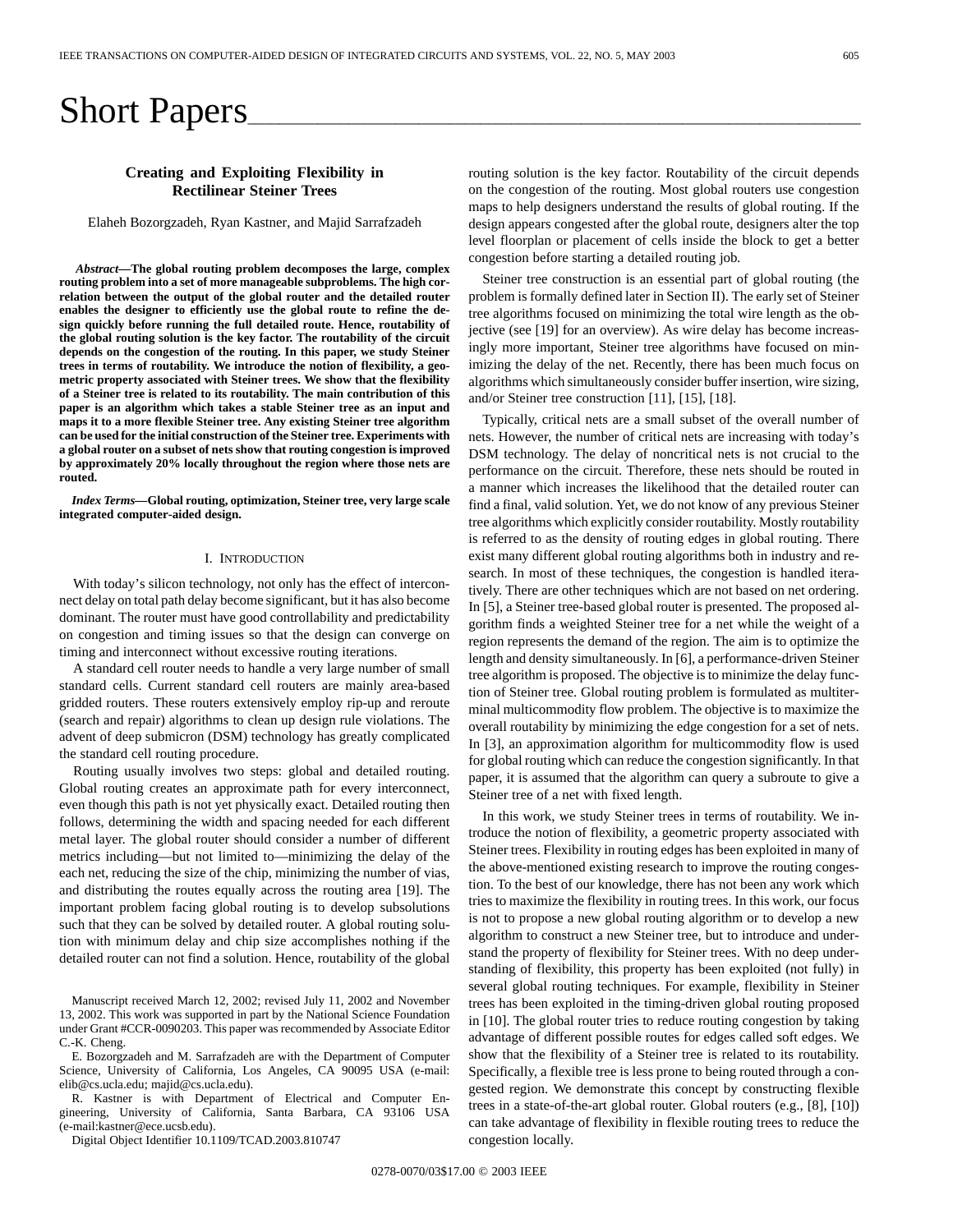# Short Papers

## Creating and Exploiting Flexibility in Rectilinear Steiner Trees

Elaheh Bozorgzadeh, Ryan Kastner, and Majid Sarrafzadeh

***Abstract*—The global routing problem decomposes the large, complex routing problem into a set of more manageable subproblems. The high correlation between the output of the global router and the detailed router enables the designer to efficiently use the global route to refine the design quickly before running the full detailed route. Hence, routability of the global routing solution is the key factor. The routability of the circuit depends on the congestion of the routing. In this paper, we study Steiner trees in terms of routability. We introduce the notion of flexibility, a geometric property associated with Steiner trees. We show that the flexibility of a Steiner tree is related to its routability. The main contribution of this paper is an algorithm which takes a stable Steiner tree as an input and maps it to a more flexible Steiner tree. Any existing Steiner tree algorithm can be used for the initial construction of the Steiner tree. Experiments with a global router on a subset of nets show that routing congestion is improved by approximately 20% locally throughout the region where those nets are routed.**

***Index Terms*—Global routing, optimization, Steiner tree, very large scale integrated computer-aided design.**

### I. Introduction

With today's silicon technology, not only has the effect of interconnect delay on total path delay become significant, but it has also become dominant. The router must have good controllability and predictability on congestion and timing issues so that the design can converge on timing and interconnect without excessive routing iterations.

A standard cell router needs to handle a very large number of small standard cells. Current standard cell routers are mainly area-based gridded routers. These routers extensively employ rip-up and reroute (search and repair) algorithms to clean up design rule violations. The advent of deep submicron (DSM) technology has greatly complicated the standard cell routing procedure.

Routing usually involves two steps: global and detailed routing. Global routing creates an approximate path for every interconnect, even though this path is not yet physically exact. Detailed routing then follows, determining the width and spacing needed for each different metal layer. The global router should consider a number of different metrics including—but not limited to—minimizing the delay of the each net, reducing the size of the chip, minimizing the number of vias, and distributing the routes equally across the routing area [19]. The important problem facing global routing is to develop subsolutions such that they can be solved by detailed router. A global routing solution with minimum delay and chip size accomplishes nothing if the detailed router can not find a solution. Hence, routability of the global routing solution is the key factor. Routability of the circuit depends on the congestion of the routing. Most global routers use congestion maps to help designers understand the results of global routing. If the design appears congested after the global route, designers alter the top level floorplan or placement of cells inside the block to get a better congestion before starting a detailed routing job.

Steiner tree construction is an essential part of global routing (the problem is formally defined later in Section II). The early set of Steiner tree algorithms focused on minimizing the total wire length as the objective (see [19] for an overview). As wire delay has become increasingly more important, Steiner tree algorithms have focused on minimizing the delay of the net. Recently, there has been much focus on algorithms which simultaneously consider buffer insertion, wire sizing, and/or Steiner tree construction [11], [15], [18].

Typically, critical nets are a small subset of the overall number of nets. However, the number of critical nets are increasing with today's DSM technology. The delay of noncritical nets is not crucial to the performance on the circuit. Therefore, these nets should be routed in a manner which increases the likelihood that the detailed router can find a final, valid solution. Yet, we do not know of any previous Steiner tree algorithms which explicitly consider routability. Mostly routability is referred to as the density of routing edges in global routing. There exist many different global routing algorithms both in industry and research. In most of these techniques, the congestion is handled iteratively. There are other techniques which are not based on net ordering. In [5], a Steiner tree-based global router is presented. The proposed algorithm finds a weighted Steiner tree for a net while the weight of a region represents the demand of the region. The aim is to optimize the length and density simultaneously. In [6], a performance-driven Steiner tree algorithm is proposed. The objective is to minimize the delay function of Steiner tree. Global routing problem is formulated as multiterminal multicommodity flow problem. The objective is to maximize the overall routability by minimizing the edge congestion for a set of nets. In [3], an approximation algorithm for multicommodity flow is used for global routing which can reduce the congestion significantly. In that paper, it is assumed that the algorithm can query a subroute to give a Steiner tree of a net with fixed length.

In this work, we study Steiner trees in terms of routability. We introduce the notion of flexibility, a geometric property associated with Steiner trees. Flexibility in routing edges has been exploited in many of the above-mentioned existing research to improve the routing congestion. To the best of our knowledge, there has not been any work which tries to maximize the flexibility in routing trees. In this work, our focus is not to propose a new global routing algorithm or to develop a new algorithm to construct a new Steiner tree, but to introduce and understand the property of flexibility for Steiner trees. With no deep understanding of flexibility, this property has been exploited (not fully) in several global routing techniques. For example, flexibility in Steiner trees has been exploited in the timing-driven global routing proposed in [10]. The global router tries to reduce routing congestion by taking advantage of different possible routes for edges called soft edges. We show that the flexibility of a Steiner tree is related to its routability. Specifically, a flexible tree is less prone to being routed through a congested region. We demonstrate this concept by constructing flexible trees in a state-of-the-art global router. Global routers (e.g., [8], [10]) can take advantage of flexibility in flexible routing trees to reduce the congestion locally.

Manuscript received March 12, 2002; revised July 11, 2002 and November 13, 2002. This work was supported in part by the National Science Foundation under Grant #CCR-0090203. This paper was recommended by Associate Editor C.-K. Cheng.

E. Bozorgzadeh and M. Sarrafzadeh are with the Department of Computer Science, University of California, Los Angeles, CA 90095 USA (e-mail: elib@cs.ucla.edu; majid@cs.ucla.edu).

R. Kastner is with Department of Electrical and Computer Engineering, University of California, Santa Barbara, CA 93106 USA (e-mail:kastner@ece.ucsb.edu).

Digital Object Identifier 10.1109/TCAD.2003.810747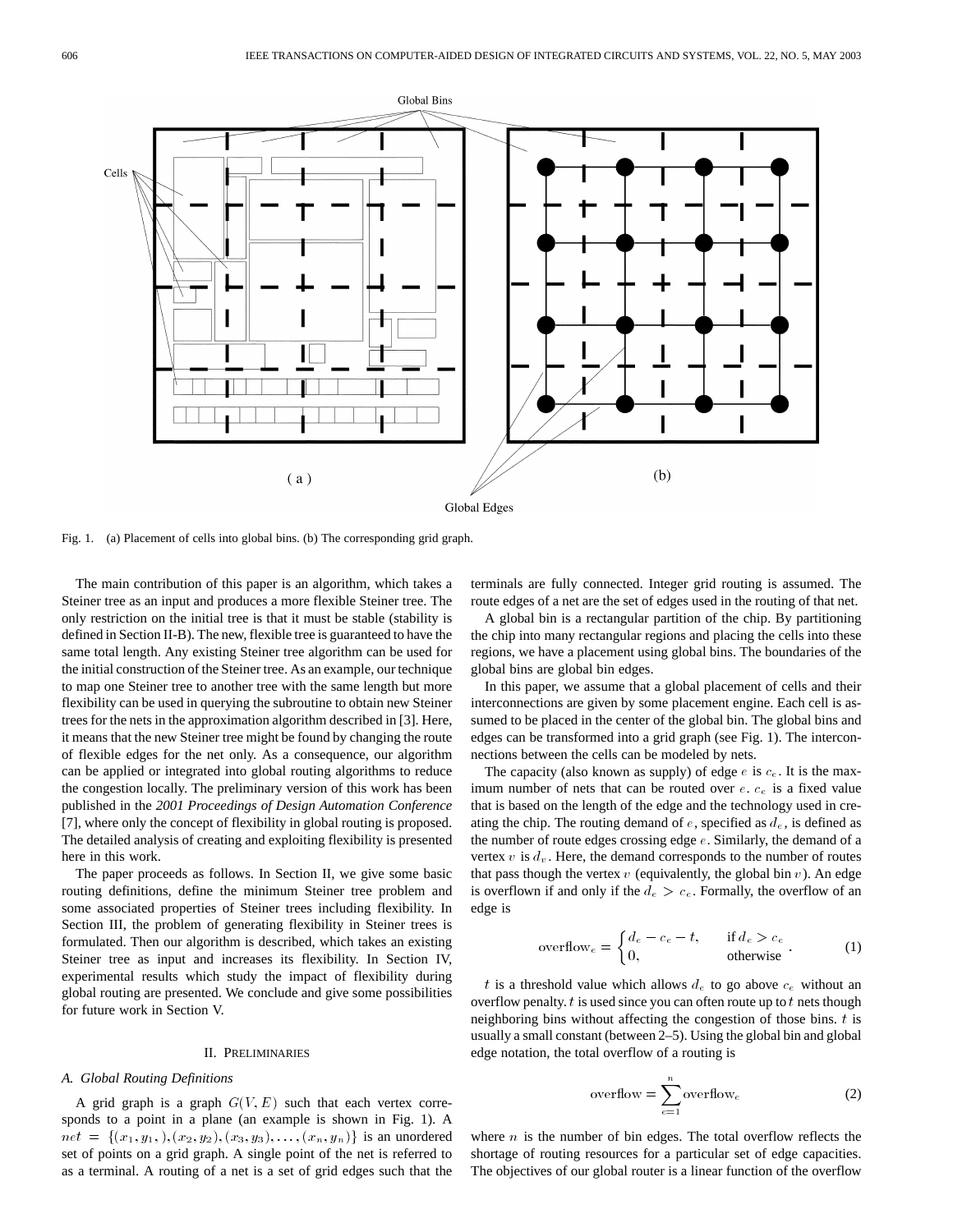Global Bins

Cells

( a )

(b)

Global Edges

Fig. 1. (a) Placement of cells into global bins. (b) The corresponding grid graph.

The main contribution of this paper is an algorithm, which takes a Steiner tree as an input and produces a more flexible Steiner tree. The only restriction on the initial tree is that it must be stable (stability is defined in Section II-B). The new, flexible tree is guaranteed to have the same total length. Any existing Steiner tree algorithm can be used for the initial construction of the Steiner tree. As an example, our technique to map one Steiner tree to another tree with the same length but more flexibility can be used in querying the subroutine to obtain new Steiner trees for the nets in the approximation algorithm described in [3]. Here, it means that the new Steiner tree might be found by changing the route of flexible edges for the net only. As a consequence, our algorithm can be applied or integrated into global routing algorithms to reduce the congestion locally. The preliminary version of this work has been published in the *2001 Proceedings of Design Automation Conference* [7], where only the concept of flexibility in global routing is proposed. The detailed analysis of creating and exploiting flexibility is presented here in this work.

The paper proceeds as follows. In Section II, we give some basic routing definitions, define the minimum Steiner tree problem and some associated properties of Steiner trees including flexibility. In Section III, the problem of generating flexibility in Steiner trees is formulated. Then our algorithm is described, which takes an existing Steiner tree as input and increases its flexibility. In Section IV, experimental results which study the impact of flexibility during global routing are presented. We conclude and give some possibilities for future work in Section V.

## II. Preliminaries

### A. Global Routing Definitions

A grid graph is a graph $G(V,E)$ such that each vertex corresponds to a point in a plane (an example is shown in Fig. 1). A $net = \{(x_1, y_1,), (x_2, y_2), (x_3, y_3), \ldots, (x_n, y_n)\}$ is an unordered set of points on a grid graph. A single point of the net is referred to as a terminal. A routing of a net is a set of grid edges such that the terminals are fully connected. Integer grid routing is assumed. The route edges of a net are the set of edges used in the routing of that net.

A global bin is a rectangular partition of the chip. By partitioning the chip into many rectangular regions and placing the cells into these regions, we have a placement using global bins. The boundaries of the global bins are global bin edges.

In this paper, we assume that a global placement of cells and their interconnections are given by some placement engine. Each cell is assumed to be placed in the center of the global bin. The global bins and edges can be transformed into a grid graph (see Fig. 1). The interconnections between the cells can be modeled by nets.

The capacity (also known as supply) of edge $e$ is $c_e$. It is the maximum number of nets that can be routed over $e$. $c_e$ is a fixed value that is based on the length of the edge and the technology used in creating the chip. The routing demand of $e$, specified as $d_e$, is defined as the number of route edges crossing edge $e$. Similarly, the demand of a vertex $v$ is $d_v$. Here, the demand corresponds to the number of routes that pass though the vertex $v$ (equivalently, the global bin $v$). An edge is overflown if and only if the $d_e > c_e$. Formally, the overflow of an edge is

$$\text{overflow}_e = \begin{cases} d_e - c_e - t, & \text{if } d_e > c_e \\ 0, & \text{otherwise} \end{cases}. \tag{1}$$

$t$ is a threshold value which allows $d_e$ to go above $c_e$ without an overflow penalty. $t$ is used since you can often route up to $t$ nets though neighboring bins without affecting the congestion of those bins. $t$ is usually a small constant (between 2–5). Using the global bin and global edge notation, the total overflow of a routing is

$$\text{overflow} = \sum_{e=1}^{n} \text{overflow}_e \tag{2}$$

where $n$ is the number of bin edges. The total overflow reflects the shortage of routing resources for a particular set of edge capacities. The objectives of our global router is a linear function of the overflow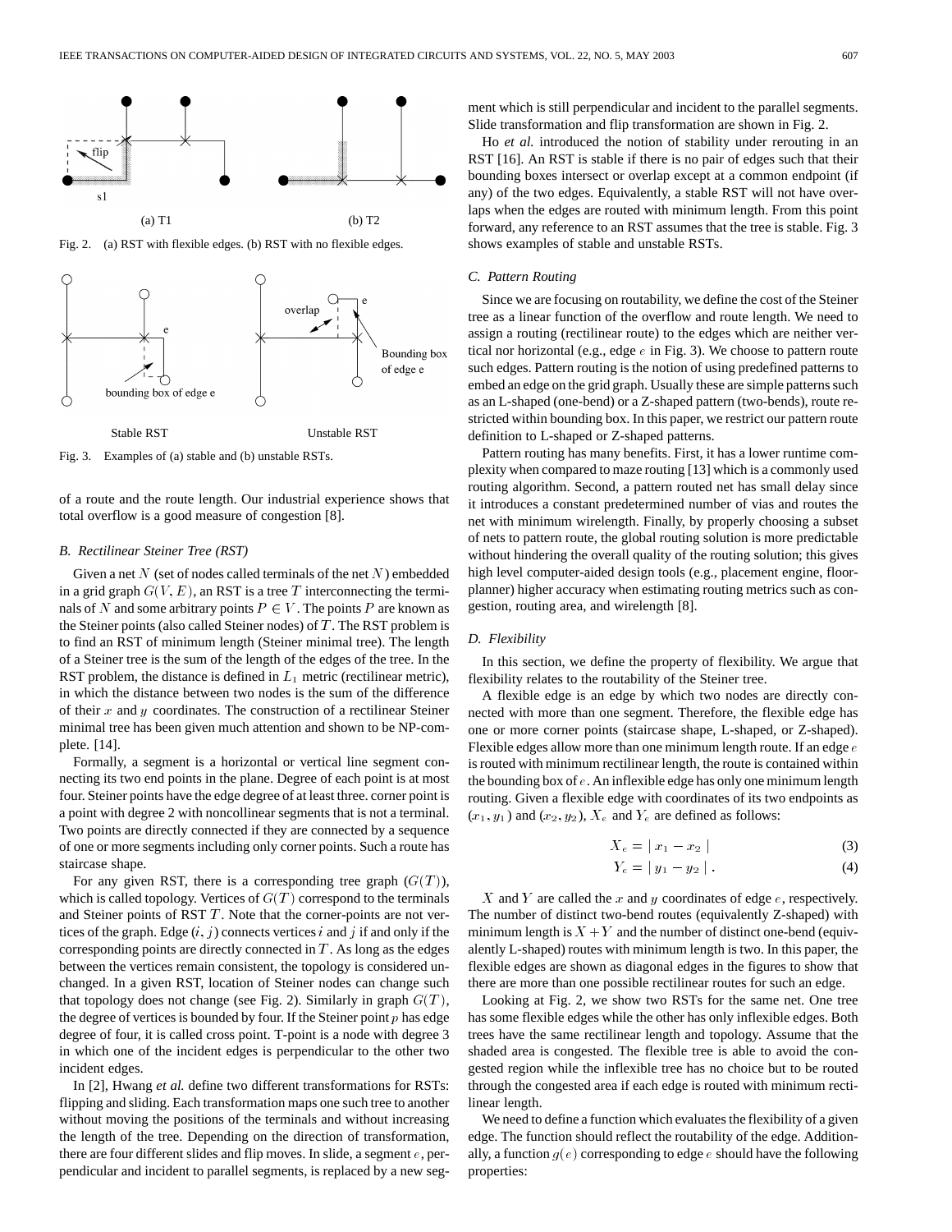(a) T1

(b) T2

Fig. 2. (a) RST with flexible edges. (b) RST with no flexible edges.

Stable RST

Unstable RST

Fig. 3. Examples of (a) stable and (b) unstable RSTs.

of a route and the route length. Our industrial experience shows that total overflow is a good measure of congestion [8].

### B. Rectilinear Steiner Tree (RST)

Given a net $N$ (set of nodes called terminals of the net $N$) embedded in a grid graph $G(V, E)$, an RST is a tree $T$ interconnecting the terminals of $N$ and some arbitrary points $P \in V$. The points $P$ are known as the Steiner points (also called Steiner nodes) of $T$. The RST problem is to find an RST of minimum length (Steiner minimal tree). The length of a Steiner tree is the sum of the length of the edges of the tree. In the RST problem, the distance is defined in $L_1$ metric (rectilinear metric), in which the distance between two nodes is the sum of the difference of their $x$ and $y$ coordinates. The construction of a rectilinear Steiner minimal tree has been given much attention and shown to be NP-complete. [14].

Formally, a segment is a horizontal or vertical line segment connecting its two end points in the plane. Degree of each point is at most four. Steiner points have the edge degree of at least three. corner point is a point with degree 2 with noncollinear segments that is not a terminal. Two points are directly connected if they are connected by a sequence of one or more segments including only corner points. Such a route has staircase shape.

For any given RST, there is a corresponding tree graph ($G(T)$), which is called topology. Vertices of $G(T)$ correspond to the terminals and Steiner points of RST $T$. Note that the corner-points are not vertices of the graph. Edge $(i, j)$ connects vertices $i$ and $j$ if and only if the corresponding points are directly connected in $T$. As long as the edges between the vertices remain consistent, the topology is considered unchanged. In a given RST, location of Steiner nodes can change such that topology does not change (see Fig. 2). Similarly in graph $G(T)$, the degree of vertices is bounded by four. If the Steiner point $p$ has edge degree of four, it is called cross point. T-point is a node with degree 3 in which one of the incident edges is perpendicular to the other two incident edges.

In [2], Hwang *et al.* define two different transformations for RSTs: flipping and sliding. Each transformation maps one such tree to another without moving the positions of the terminals and without increasing the length of the tree. Depending on the direction of transformation, there are four different slides and flip moves. In slide, a segment $e$, perpendicular and incident to parallel segments, is replaced by a new segment which is still perpendicular and incident to the parallel segments. Slide transformation and flip transformation are shown in Fig. 2.

Ho *et al.* introduced the notion of stability under rerouting in an RST [16]. An RST is stable if there is no pair of edges such that their bounding boxes intersect or overlap except at a common endpoint (if any) of the two edges. Equivalently, a stable RST will not have overlaps when the edges are routed with minimum length. From this point forward, any reference to an RST assumes that the tree is stable. Fig. 3 shows examples of stable and unstable RSTs.

### C. Pattern Routing

Since we are focusing on routability, we define the cost of the Steiner tree as a linear function of the overflow and route length. We need to assign a routing (rectilinear route) to the edges which are neither vertical nor horizontal (e.g., edge $e$ in Fig. 3). We choose to pattern route such edges. Pattern routing is the notion of using predefined patterns to embed an edge on the grid graph. Usually these are simple patterns such as an L-shaped (one-bend) or a Z-shaped pattern (two-bends), route restricted within bounding box. In this paper, we restrict our pattern route definition to L-shaped or Z-shaped patterns.

Pattern routing has many benefits. First, it has a lower runtime complexity when compared to maze routing [13] which is a commonly used routing algorithm. Second, a pattern routed net has small delay since it introduces a constant predetermined number of vias and routes the net with minimum wirelength. Finally, by properly choosing a subset of nets to pattern route, the global routing solution is more predictable without hindering the overall quality of the routing solution; this gives high level computer-aided design tools (e.g., placement engine, floorplanner) higher accuracy when estimating routing metrics such as congestion, routing area, and wirelength [8].

### D. Flexibility

In this section, we define the property of flexibility. We argue that flexibility relates to the routability of the Steiner tree.

A flexible edge is an edge by which two nodes are directly connected with more than one segment. Therefore, the flexible edge has one or more corner points (staircase shape, L-shaped, or Z-shaped). Flexible edges allow more than one minimum length route. If an edge $e$ is routed with minimum rectilinear length, the route is contained within the bounding box of $e$. An inflexible edge has only one minimum length routing. Given a flexible edge with coordinates of its two endpoints as $(x_1, y_1)$ and $(x_2, y_2)$, $X_e$ and $Y_e$ are defined as follows:

$$X_e = |\, x_1 - x_2 \,| \tag{3}$$

$$Y_e = |\, y_1 - y_2 \,| \,. \tag{4}$$

$X$ and $Y$ are called the $x$ and $y$ coordinates of edge $e$, respectively. The number of distinct two-bend routes (equivalently Z-shaped) with minimum length is $X + Y$ and the number of distinct one-bend (equivalently L-shaped) routes with minimum length is two. In this paper, the flexible edges are shown as diagonal edges in the figures to show that there are more than one possible rectilinear routes for such an edge.

Looking at Fig. 2, we show two RSTs for the same net. One tree has some flexible edges while the other has only inflexible edges. Both trees have the same rectilinear length and topology. Assume that the shaded area is congested. The flexible tree is able to avoid the congested region while the inflexible tree has no choice but to be routed through the congested area if each edge is routed with minimum rectilinear length.

We need to define a function which evaluates the flexibility of a given edge. The function should reflect the routability of the edge. Additionally, a function $g(e)$ corresponding to edge $e$ should have the following properties: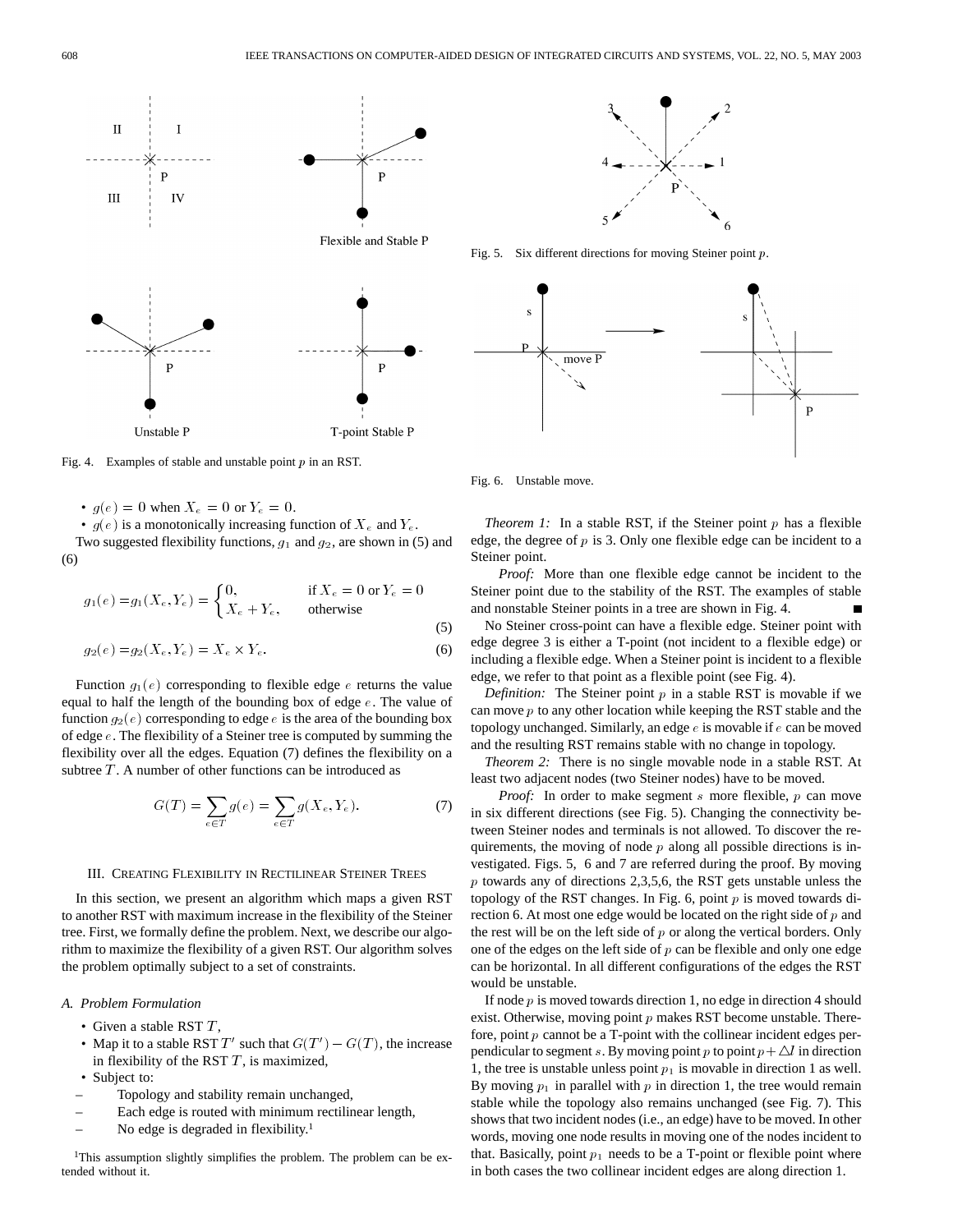Fig. 4. Examples of stable and unstable point $p$ in an RST.

Fig. 5. Six different directions for moving Steiner point $p$.

Fig. 6. Unstable move.

- $g(e) = 0$ when $X_e = 0$ or $Y_e = 0$.
- $g(e)$ is a monotonically increasing function of $X_e$ and $Y_e$.

Two suggested flexibility functions, $g_1$ and $g_2$, are shown in (5) and (6)

$$g_1(e) = g_1(X_e, Y_e) = \begin{cases} 0, & \text{if } X_e = 0 \text{ or } Y_e = 0 \\ X_e + Y_e, & \text{otherwise} \end{cases} \tag{5}$$

$$g_2(e) = g_2(X_e, Y_e) = X_e \times Y_e. \tag{6}$$

Function $g_1(e)$ corresponding to flexible edge $e$ returns the value equal to half the length of the bounding box of edge $e$. The value of function $g_2(e)$ corresponding to edge $e$ is the area of the bounding box of edge $e$. The flexibility of a Steiner tree is computed by summing the flexibility over all the edges. Equation (7) defines the flexibility on a subtree $T$. A number of other functions can be introduced as

$$G(T) = \sum_{e \in T} g(e) = \sum_{e \in T} g(X_e, Y_e). \tag{7}$$

## III. Creating Flexibility in Rectilinear Steiner Trees

In this section, we present an algorithm which maps a given RST to another RST with maximum increase in the flexibility of the Steiner tree. First, we formally define the problem. Next, we describe our algorithm to maximize the flexibility of a given RST. Our algorithm solves the problem optimally subject to a set of constraints.

### A. Problem Formulation

- Given a stable RST $T$,
- Map it to a stable RST $T'$ such that $G(T') - G(T)$, the increase in flexibility of the RST $T$, is maximized,
- Subject to:
  - Topology and stability remain unchanged,
  - Each edge is routed with minimum rectilinear length,
  - No edge is degraded in flexibility.[1]

[1]This assumption slightly simplifies the problem. The problem can be extended without it.

*Theorem 1:* In a stable RST, if the Steiner point $p$ has a flexible edge, the degree of $p$ is 3. Only one flexible edge can be incident to a Steiner point.

*Proof:* More than one flexible edge cannot be incident to the Steiner point due to the stability of the RST. The examples of stable and nonstable Steiner points in a tree are shown in Fig. 4. ■

No Steiner cross-point can have a flexible edge. Steiner point with edge degree 3 is either a T-point (not incident to a flexible edge) or including a flexible edge. When a Steiner point is incident to a flexible edge, we refer to that point as a flexible point (see Fig. 4).

*Definition:* The Steiner point $p$ in a stable RST is movable if we can move $p$ to any other location while keeping the RST stable and the topology unchanged. Similarly, an edge $e$ is movable if $e$ can be moved and the resulting RST remains stable with no change in topology.

*Theorem 2:* There is no single movable node in a stable RST. At least two adjacent nodes (two Steiner nodes) have to be moved.

*Proof:* In order to make segment $s$ more flexible, $p$ can move in six different directions (see Fig. 5). Changing the connectivity between Steiner nodes and terminals is not allowed. To discover the requirements, the moving of node $p$ along all possible directions is investigated. Figs. 5, 6 and 7 are referred during the proof. By moving $p$ towards any of directions 2,3,5,6, the RST gets unstable unless the topology of the RST changes. In Fig. 6, point $p$ is moved towards direction 6. At most one edge would be located on the right side of $p$ and the rest will be on the left side of $p$ or along the vertical borders. Only one of the edges on the left side of $p$ can be flexible and only one edge can be horizontal. In all different configurations of the edges the RST would be unstable.

If node $p$ is moved towards direction 1, no edge in direction 4 should exist. Otherwise, moving point $p$ makes RST become unstable. Therefore, point $p$ cannot be a T-point with the collinear incident edges perpendicular to segment $s$. By moving point $p$ to point $p + \triangle l$ in direction 1, the tree is unstable unless point $p_1$ is movable in direction 1 as well. By moving $p_1$ in parallel with $p$ in direction 1, the tree would remain stable while the topology also remains unchanged (see Fig. 7). This shows that two incident nodes (i.e., an edge) have to be moved. In other words, moving one node results in moving one of the nodes incident to that. Basically, point $p_1$ needs to be a T-point or flexible point where in both cases the two collinear incident edges are along direction 1.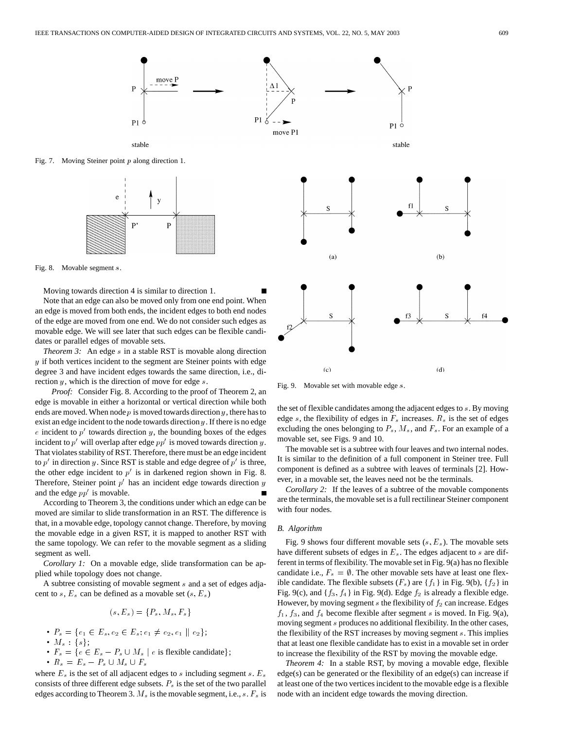Fig. 7. Moving Steiner point $p$ along direction 1.

Fig. 8. Movable segment $s$.

Moving towards direction 4 is similar to direction 1. ■

Note that an edge can also be moved only from one end point. When an edge is moved from both ends, the incident edges to both end nodes of the edge are moved from one end. We do not consider such edges as movable edge. We will see later that such edges can be flexible candidates or parallel edges of movable sets.

*Theorem 3:* An edge $s$ in a stable RST is movable along direction $y$ if both vertices incident to the segment are Steiner points with edge degree 3 and have incident edges towards the same direction, i.e., direction $y$, which is the direction of move for edge $s$.

*Proof:* Consider Fig. 8. According to the proof of Theorem 2, an edge is movable in either a horizontal or vertical direction while both ends are moved. When node $p$ is moved towards direction $y$, there has to exist an edge incident to the node towards direction $y$. If there is no edge $e$ incident to $p'$ towards direction $y$, the bounding boxes of the edges incident to $p'$ will overlap after edge $pp'$ is moved towards direction $y$. That violates stability of RST. Therefore, there must be an edge incident to $p'$ in direction $y$. Since RST is stable and edge degree of $p'$ is three, the other edge incident to $p'$ is in darkened region shown in Fig. 8. Therefore, Steiner point $p'$ has an incident edge towards direction $y$ and the edge $pp'$ is movable. ■

According to Theorem 3, the conditions under which an edge can be moved are similar to slide transformation in an RST. The difference is that, in a movable edge, topology cannot change. Therefore, by moving the movable edge in a given RST, it is mapped to another RST with the same topology. We can refer to the movable segment as a sliding segment as well.

*Corollary 1:* On a movable edge, slide transformation can be applied while topology does not change.

A subtree consisting of movable segment $s$ and a set of edges adjacent to $s$, $E_s$ can be defined as a movable set $(s, E_s)$

$$(s, E_s) = \{P_s, M_s, F_s\}$$

- $P_s = \{e_1 \in E_s, e_2 \in E_s; e_1 \neq e_2, e_1 \parallel e_2\}$;
- $M_s : \{s\}$;
- $F_s = \{e \in E_s - P_s \cup M_s \mid e \text{ is flexible candidate}\}$;
- $R_s = E_s - P_s \cup M_s \cup F_s$

where $E_s$ is the set of all adjacent edges to $s$ including segment $s$. $E_s$ consists of three different edge subsets. $P_s$ is the set of the two parallel edges according to Theorem 3. $M_s$ is the movable segment, i.e., $s$. $F_s$ is the set of flexible candidates among the adjacent edges to $s$. By moving edge $s$, the flexibility of edges in $F_s$ increases. $R_s$ is the set of edges excluding the ones belonging to $P_s$, $M_s$, and $F_s$. For an example of a movable set, see Figs. 9 and 10.

Fig. 9. Movable set with movable edge $s$.

The movable set is a subtree with four leaves and two internal nodes. It is similar to the definition of a full component in Steiner tree. Full component is defined as a subtree with leaves of terminals [2]. However, in a movable set, the leaves need not be the terminals.

*Corollary 2:* If the leaves of a subtree of the movable components are the terminals, the movable set is a full rectilinear Steiner component with four nodes.

### B. Algorithm

Fig. 9 shows four different movable sets $(s, E_s)$. The movable sets have different subsets of edges in $E_s$. The edges adjacent to $s$ are different in terms of flexibility. The movable set in Fig. 9(a) has no flexible candidate i.e., $F_s = \emptyset$. The other movable sets have at least one flexible candidate. The flexible subsets ($F_s$) are $\{f_1\}$ in Fig. 9(b), $\{f_2\}$ in Fig. 9(c), and $\{f_3, f_4\}$ in Fig. 9(d). Edge $f_2$ is already a flexible edge. However, by moving segment $s$ the flexibility of $f_2$ can increase. Edges $f_1$, $f_3$, and $f_4$ become flexible after segment $s$ is moved. In Fig. 9(a), moving segment $s$ produces no additional flexibility. In the other cases, the flexibility of the RST increases by moving segment $s$. This implies that at least one flexible candidate has to exist in a movable set in order to increase the flexibility of the RST by moving the movable edge.

*Theorem 4:* In a stable RST, by moving a movable edge, flexible edge(s) can be generated or the flexibility of an edge(s) can increase if at least one of the two vertices incident to the movable edge is a flexible node with an incident edge towards the moving direction.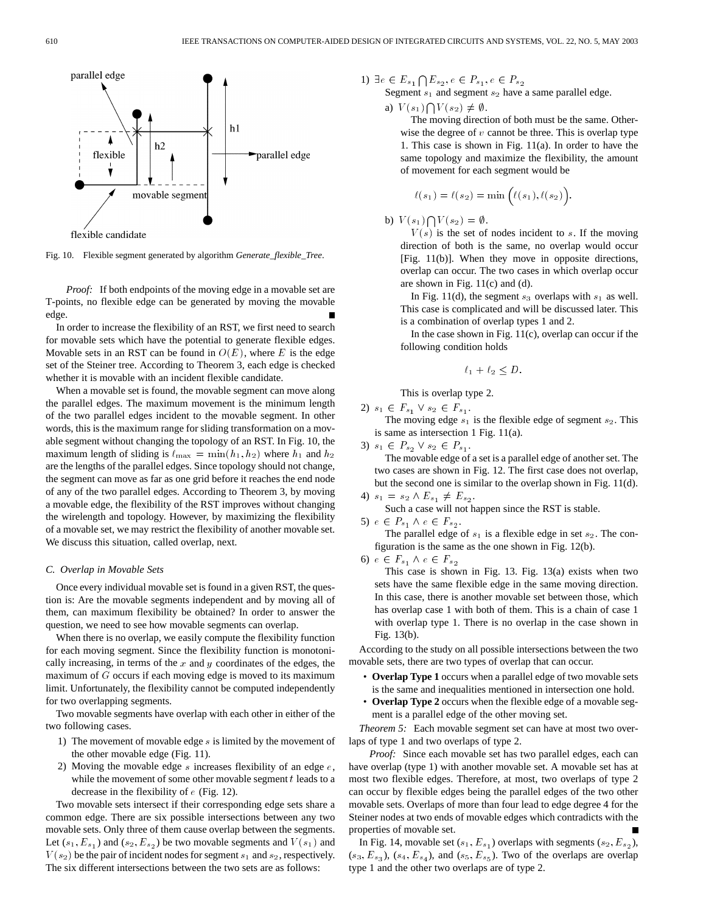Fig. 10. Flexible segment generated by algorithm *Generate_flexible_Tree*.

*Proof:* If both endpoints of the moving edge in a movable set are T-points, no flexible edge can be generated by moving the movable edge. ■

In order to increase the flexibility of an RST, we first need to search for movable sets which have the potential to generate flexible edges. Movable sets in an RST can be found in $O(E)$, where $E$ is the edge set of the Steiner tree. According to Theorem 3, each edge is checked whether it is movable with an incident flexible candidate.

When a movable set is found, the movable segment can move along the parallel edges. The maximum movement is the minimum length of the two parallel edges incident to the movable segment. In other words, this is the maximum range for sliding transformation on a movable segment without changing the topology of an RST. In Fig. 10, the maximum length of sliding is $\ell_{\max} = \min(h_1, h_2)$ where $h_1$ and $h_2$ are the lengths of the parallel edges. Since topology should not change, the segment can move as far as one grid before it reaches the end node of any of the two parallel edges. According to Theorem 3, by moving a movable edge, the flexibility of the RST improves without changing the wirelength and topology. However, by maximizing the flexibility of a movable set, we may restrict the flexibility of another movable set. We discuss this situation, called overlap, next.

### C. Overlap in Movable Sets

Once every individual movable set is found in a given RST, the question is: Are the movable segments independent and by moving all of them, can maximum flexibility be obtained? In order to answer the question, we need to see how movable segments can overlap.

When there is no overlap, we easily compute the flexibility function for each moving segment. Since the flexibility function is monotonically increasing, in terms of the $x$ and $y$ coordinates of the edges, the maximum of $G$ occurs if each moving edge is moved to its maximum limit. Unfortunately, the flexibility cannot be computed independently for two overlapping segments.

Two movable segments have overlap with each other in either of the two following cases.

1) The movement of movable edge $s$ is limited by the movement of the other movable edge (Fig. 11).
2) Moving the movable edge $s$ increases flexibility of an edge $e$, while the movement of some other movable segment $t$ leads to a decrease in the flexibility of $e$ (Fig. 12).

Two movable sets intersect if their corresponding edge sets share a common edge. There are six possible intersections between any two movable sets. Only three of them cause overlap between the segments. Let $(s_1, E_{s_1})$ and $(s_2, E_{s_2})$ be two movable segments and $V(s_1)$ and $V(s_2)$ be the pair of incident nodes for segment $s_1$ and $s_2$, respectively. The six different intersections between the two sets are as follows:

1) $\exists e \in E_{s_1} \bigcap E_{s_2}, e \in P_{s_1}, e \in P_{s_2}$
   Segment $s_1$ and segment $s_2$ have a same parallel edge.
   a) $V(s_1) \bigcap V(s_2) \neq \emptyset$.
      The moving direction of both must be the same. Otherwise the degree of $v$ cannot be three. This is overlap type 1. This case is shown in Fig. 11(a). In order to have the same topology and maximize the flexibility, the amount of movement for each segment would be
      $$\ell(s_1) = \ell(s_2) = \min\Big(\ell(s_1), \ell(s_2)\Big).$$
   b) $V(s_1) \bigcap V(s_2) = \emptyset$.
      $V(s)$ is the set of nodes incident to $s$. If the moving direction of both is the same, no overlap would occur [Fig. 11(b)]. When they move in opposite directions, overlap can occur. The two cases in which overlap occur are shown in Fig. 11(c) and (d).
      In Fig. 11(d), the segment $s_3$ overlaps with $s_1$ as well. This case is complicated and will be discussed later. This is a combination of overlap types 1 and 2.
      In the case shown in Fig. 11(c), overlap can occur if the following condition holds
      $$\ell_1 + \ell_2 \leq D.$$
      This is overlap type 2.
2) $s_1 \in F_{s_1} \vee s_2 \in F_{s_1}$.
   The moving edge $s_1$ is the flexible edge of segment $s_2$. This is same as intersection 1 Fig. 11(a).
3) $s_1 \in P_{s_2} \vee s_2 \in P_{s_1}$.
   The movable edge of a set is a parallel edge of another set. The two cases are shown in Fig. 12. The first case does not overlap, but the second one is similar to the overlap shown in Fig. 11(d).
4) $s_1 = s_2 \wedge E_{s_1} \neq E_{s_2}$.
   Such a case will not happen since the RST is stable.
5) $e \in P_{s_1} \wedge e \in F_{s_2}$.
   The parallel edge of $s_1$ is a flexible edge in set $s_2$. The configuration is the same as the one shown in Fig. 12(b).
6) $e \in F_{s_1} \wedge e \in F_{s_2}$
   This case is shown in Fig. 13. Fig. 13(a) exists when two sets have the same flexible edge in the same moving direction. In this case, there is another movable set between those, which has overlap case 1 with both of them. This is a chain of case 1 with overlap type 1. There is no overlap in the case shown in Fig. 13(b).

According to the study on all possible intersections between the two movable sets, there are two types of overlap that can occur.

- **Overlap Type 1** occurs when a parallel edge of two movable sets is the same and inequalities mentioned in intersection one hold.
- **Overlap Type 2** occurs when the flexible edge of a movable segment is a parallel edge of the other moving set.

*Theorem 5:* Each movable segment set can have at most two overlaps of type 1 and two overlaps of type 2.

*Proof:* Since each movable set has two parallel edges, each can have overlap (type 1) with another movable set. A movable set has at most two flexible edges. Therefore, at most, two overlaps of type 2 can occur by flexible edges being the parallel edges of the two other movable sets. Overlaps of more than four lead to edge degree 4 for the Steiner nodes at two ends of movable edges which contradicts with the properties of movable set. ■

In Fig. 14, movable set $(s_1, E_{s_1})$ overlaps with segments $(s_2, E_{s_2})$, $(s_3, E_{s_3})$, $(s_4, E_{s_4})$, and $(s_5, E_{s_5})$. Two of the overlaps are overlap type 1 and the other two overlaps are of type 2.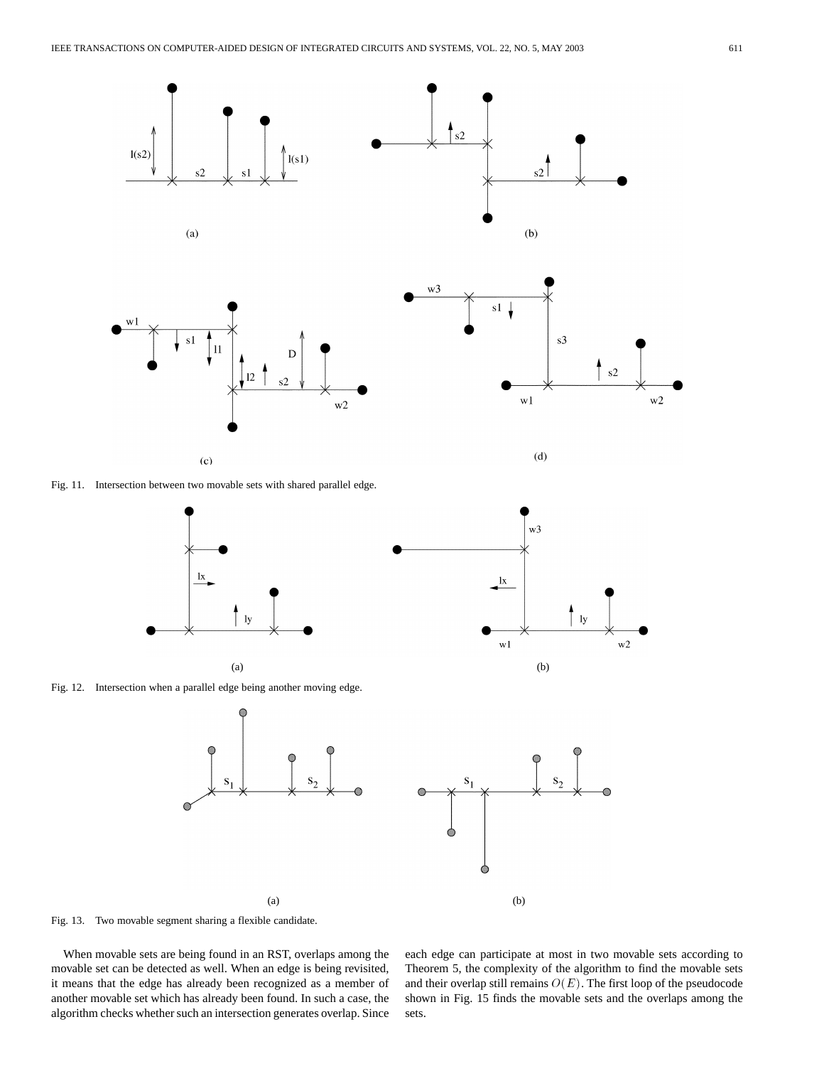Fig. 11. Intersection between two movable sets with shared parallel edge.

Fig. 12. Intersection when a parallel edge being another moving edge.

Fig. 13. Two movable segment sharing a flexible candidate.

When movable sets are being found in an RST, overlaps among the movable set can be detected as well. When an edge is being revisited, it means that the edge has already been recognized as a member of another movable set which has already been found. In such a case, the algorithm checks whether such an intersection generates overlap. Since each edge can participate at most in two movable sets according to Theorem 5, the complexity of the algorithm to find the movable sets and their overlap still remains $O(E)$. The first loop of the pseudocode shown in Fig. 15 finds the movable sets and the overlaps among the sets.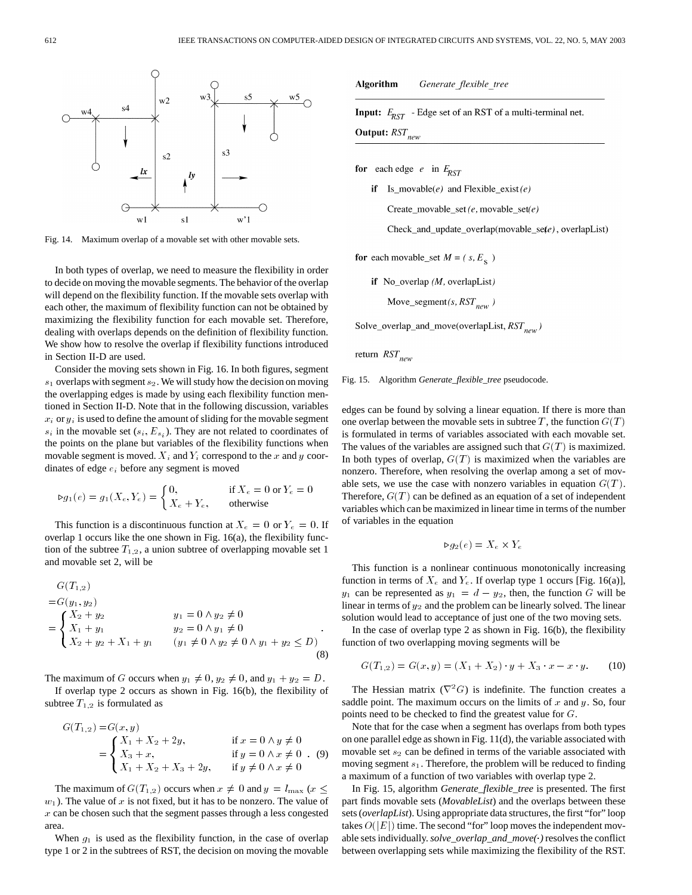Fig. 14. Maximum overlap of a movable set with other movable sets.

In both types of overlap, we need to measure the flexibility in order to decide on moving the movable segments. The behavior of the overlap will depend on the flexibility function. If the movable sets overlap with each other, the maximum of flexibility function can not be obtained by maximizing the flexibility function for each movable set. Therefore, dealing with overlaps depends on the definition of flexibility function. We show how to resolve the overlap if flexibility functions introduced in Section II-D are used.

Consider the moving sets shown in Fig. 16. In both figures, segment $s_1$ overlaps with segment $s_2$. We will study how the decision on moving the overlapping edges is made by using each flexibility function mentioned in Section II-D. Note that in the following discussion, variables $x_i$ or $y_i$ is used to define the amount of sliding for the movable segment $s_i$ in the movable set $(s_i, E_{s_i})$. They are not related to coordinates of the points on the plane but variables of the flexibility functions when movable segment is moved. $X_i$ and $Y_i$ correspond to the $x$ and $y$ coordinates of edge $e_i$ before any segment is moved

$$\triangleright g_1(e) = g_1(X_e, Y_e) = \begin{cases} 0, & \text{if } X_e = 0 \text{ or } Y_e = 0 \\ X_e + Y_e, & \text{otherwise} \end{cases}$$

This function is a discontinuous function at $X_e = 0$ or $Y_e = 0$. If overlap 1 occurs like the one shown in Fig. 16(a), the flexibility function of the subtree $T_{1,2}$, a union subtree of overlapping movable set 1 and movable set 2, will be

$$\begin{aligned} &G(T_{1,2}) \\ &= G(y_1, y_2) \\ &= \begin{cases} X_2 + y_2 & y_1 = 0 \wedge y_2 \neq 0 \\ X_1 + y_1 & y_2 = 0 \wedge y_1 \neq 0 \\ X_2 + y_2 + X_1 + y_1 & (y_1 \neq 0 \wedge y_2 \neq 0 \wedge y_1 + y_2 \leq D) \end{cases} \end{aligned} \quad (8)$$

The maximum of $G$ occurs when $y_1 \neq 0$, $y_2 \neq 0$, and $y_1 + y_2 = D$.

If overlap type 2 occurs as shown in Fig. 16(b), the flexibility of subtree $T_{1,2}$ is formulated as

$$\begin{aligned} G(T_{1,2}) &= G(x, y) \\ &= \begin{cases} X_1 + X_2 + 2y, & \text{if } x = 0 \wedge y \neq 0 \\ X_3 + x, & \text{if } y = 0 \wedge x \neq 0 \\ X_1 + X_2 + X_3 + 2y, & \text{if } y \neq 0 \wedge x \neq 0 \end{cases} \end{aligned} \quad (9)$$

The maximum of $G(T_{1,2})$ occurs when $x \neq 0$ and $y = l_{\max}$ ($x \leq w_1$). The value of $x$ is not fixed, but it has to be nonzero. The value of $x$ can be chosen such that the segment passes through a less congested area.

When $g_1$ is used as the flexibility function, in the case of overlap type 1 or 2 in the subtrees of RST, the decision on moving the movable edges can be found by solving a linear equation. If there is more than one overlap between the movable sets in subtree $T$, the function $G(T)$ is formulated in terms of variables associated with each movable set. The values of the variables are assigned such that $G(T)$ is maximized. In both types of overlap, $G(T)$ is maximized when the variables are nonzero. Therefore, when resolving the overlap among a set of movable sets, we use the case with nonzero variables in equation $G(T)$. Therefore, $G(T)$ can be defined as an equation of a set of independent variables which can be maximized in linear time in terms of the number of variables in the equation

$$\triangleright g_2(e) = X_e \times Y_e$$

This function is a nonlinear continuous monotonically increasing function in terms of $X_e$ and $Y_e$. If overlap type 1 occurs [Fig. 16(a)], $y_1$ can be represented as $y_1 = d - y_2$, then, the function $G$ will be linear in terms of $y_2$ and the problem can be linearly solved. The linear solution would lead to acceptance of just one of the two moving sets.

In the case of overlap type 2 as shown in Fig. 16(b), the flexibility function of two overlapping moving segments will be

$$G(T_{1,2}) = G(x, y) = (X_1 + X_2) \cdot y + X_3 \cdot x - x \cdot y. \quad (10)$$

The Hessian matrix ($\nabla^2 G$) is indefinite. The function creates a saddle point. The maximum occurs on the limits of $x$ and $y$. So, four points need to be checked to find the greatest value for $G$.

Note that for the case when a segment has overlaps from both types on one parallel edge as shown in Fig. 11(d), the variable associated with movable set $s_2$ can be defined in terms of the variable associated with moving segment $s_1$. Therefore, the problem will be reduced to finding a maximum of a function of two variables with overlap type 2.

In Fig. 15, algorithm *Generate_flexible_tree* is presented. The first part finds movable sets (*MovableList*) and the overlaps between these sets (*overlapList*). Using appropriate data structures, the first "for" loop takes $O(|E|)$ time. The second "for" loop moves the independent movable sets individually. *solve_overlap_and_move(·)* resolves the conflict between overlapping sets while maximizing the flexibility of the RST.

```
Algorithm    Generate_flexible_tree

Input: E_RST  - Edge set of an RST of a multi-terminal net.
Output: RST_new

for  each edge  e  in E_RST
    if  Is_movable(e) and Flexible_exist(e)
        Create_movable_set(e, movable_set(e)
        Check_and_update_overlap(movable_set(e), overlapList)

for each movable_set M = ( s, E_s )
    if  No_overlap (M, overlapList)
        Move_segment(s, RST_new )

Solve_overlap_and_move(overlapList, RST_new )

return  RST_new
```

Fig. 15. Algorithm *Generate_flexible_tree* pseudocode.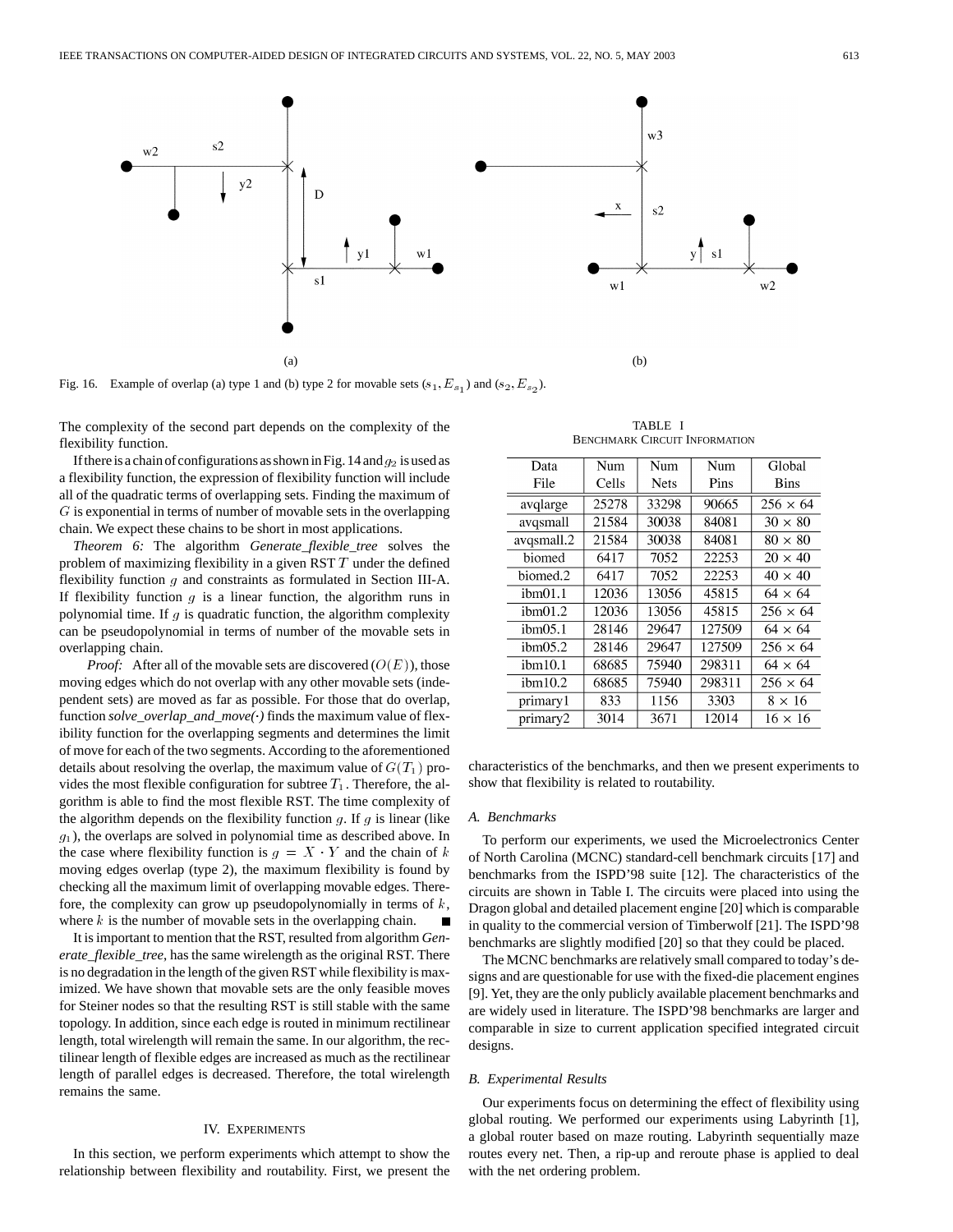Fig. 16. Example of overlap (a) type 1 and (b) type 2 for movable sets $(s_1, E_{s_1})$ and $(s_2, E_{s_2})$.

The complexity of the second part depends on the complexity of the flexibility function.

If there is a chain of configurations as shown in Fig. 14 and $g_2$ is used as a flexibility function, the expression of flexibility function will include all of the quadratic terms of overlapping sets. Finding the maximum of $G$ is exponential in terms of number of movable sets in the overlapping chain. We expect these chains to be short in most applications.

*Theorem 6:* The algorithm *Generate_flexible_tree* solves the problem of maximizing flexibility in a given RST $T$ under the defined flexibility function $g$ and constraints as formulated in Section III-A. If flexibility function $g$ is a linear function, the algorithm runs in polynomial time. If $g$ is quadratic function, the algorithm complexity can be pseudopolynomial in terms of number of the movable sets in overlapping chain.

*Proof:* After all of the movable sets are discovered ($O(E)$), those moving edges which do not overlap with any other movable sets (independent sets) are moved as far as possible. For those that do overlap, function *solve_overlap_and_move(·)* finds the maximum value of flexibility function for the overlapping segments and determines the limit of move for each of the two segments. According to the aforementioned details about resolving the overlap, the maximum value of $G(T_1)$ provides the most flexible configuration for subtree $T_1$. Therefore, the algorithm is able to find the most flexible RST. The time complexity of the algorithm depends on the flexibility function $g$. If $g$ is linear (like $g_1$), the overlaps are solved in polynomial time as described above. In the case where flexibility function is $g = X \cdot Y$ and the chain of $k$ moving edges overlap (type 2), the maximum flexibility is found by checking all the maximum limit of overlapping movable edges. Therefore, the complexity can grow up pseudopolynomially in terms of $k$, where $k$ is the number of movable sets in the overlapping chain. ∎

It is important to mention that the RST, resulted from algorithm *Generate_flexible_tree*, has the same wirelength as the original RST. There is no degradation in the length of the given RST while flexibility is maximized. We have shown that movable sets are the only feasible moves for Steiner nodes so that the resulting RST is still stable with the same topology. In addition, since each edge is routed in minimum rectilinear length, total wirelength will remain the same. In our algorithm, the rectilinear length of flexible edges are increased as much as the rectilinear length of parallel edges is decreased. Therefore, the total wirelength remains the same.

## IV. Experiments

In this section, we perform experiments which attempt to show the relationship between flexibility and routability. First, we present the characteristics of the benchmarks, and then we present experiments to show that flexibility is related to routability.

TABLE I
Benchmark Circuit Information

| Data File | Num Cells | Num Nets | Num Pins | Global Bins |
|---|---|---|---|---|
| avqlarge | 25278 | 33298 | 90665 | 256 × 64 |
| avqsmall | 21584 | 30038 | 84081 | 30 × 80 |
| avqsmall.2 | 21584 | 30038 | 84081 | 80 × 80 |
| biomed | 6417 | 7052 | 22253 | 20 × 40 |
| biomed.2 | 6417 | 7052 | 22253 | 40 × 40 |
| ibm01.1 | 12036 | 13056 | 45815 | 64 × 64 |
| ibm01.2 | 12036 | 13056 | 45815 | 256 × 64 |
| ibm05.1 | 28146 | 29647 | 127509 | 64 × 64 |
| ibm05.2 | 28146 | 29647 | 127509 | 256 × 64 |
| ibm10.1 | 68685 | 75940 | 298311 | 64 × 64 |
| ibm10.2 | 68685 | 75940 | 298311 | 256 × 64 |
| primary1 | 833 | 1156 | 3303 | 8 × 16 |
| primary2 | 3014 | 3671 | 12014 | 16 × 16 |

### A. Benchmarks

To perform our experiments, we used the Microelectronics Center of North Carolina (MCNC) standard-cell benchmark circuits [17] and benchmarks from the ISPD'98 suite [12]. The characteristics of the circuits are shown in Table I. The circuits were placed into using the Dragon global and detailed placement engine [20] which is comparable in quality to the commercial version of Timberwolf [21]. The ISPD'98 benchmarks are slightly modified [20] so that they could be placed.

The MCNC benchmarks are relatively small compared to today's designs and are questionable for use with the fixed-die placement engines [9]. Yet, they are the only publicly available placement benchmarks and are widely used in literature. The ISPD'98 benchmarks are larger and comparable in size to current application specified integrated circuit designs.

### B. Experimental Results

Our experiments focus on determining the effect of flexibility using global routing. We performed our experiments using Labyrinth [1], a global router based on maze routing. Labyrinth sequentially maze routes every net. Then, a rip-up and reroute phase is applied to deal with the net ordering problem.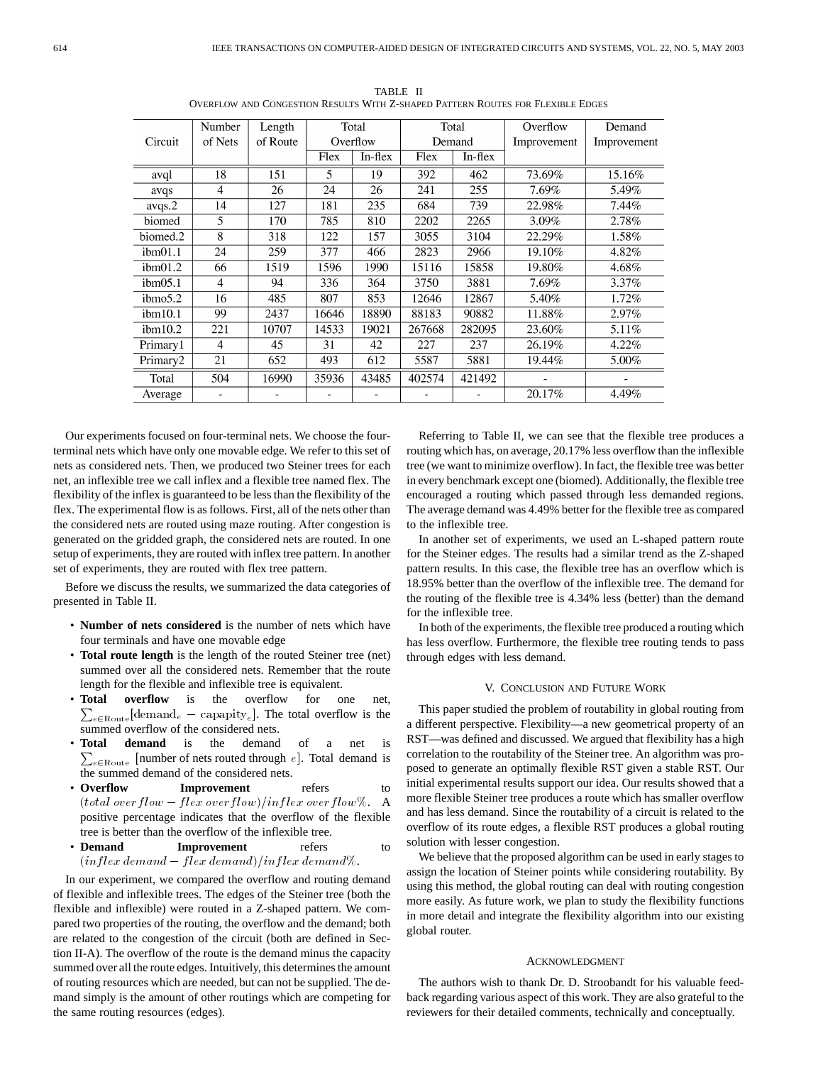TABLE II
OVERFLOW AND CONGESTION RESULTS WITH Z-SHAPED PATTERN ROUTES FOR FLEXIBLE EDGES

| Circuit | Number of Nets | Length of Route | Total Overflow | | Total Demand | | Overflow Improvement | Demand Improvement |
|---|---|---|---|---|---|---|---|---|
| | | | Flex | In-flex | Flex | In-flex | | |
| avql | 18 | 151 | 5 | 19 | 392 | 462 | 73.69% | 15.16% |
| avqs | 4 | 26 | 24 | 26 | 241 | 255 | 7.69% | 5.49% |
| avqs.2 | 14 | 127 | 181 | 235 | 684 | 739 | 22.98% | 7.44% |
| biomed | 5 | 170 | 785 | 810 | 2202 | 2265 | 3.09% | 2.78% |
| biomed.2 | 8 | 318 | 122 | 157 | 3055 | 3104 | 22.29% | 1.58% |
| ibm01.1 | 24 | 259 | 377 | 466 | 2823 | 2966 | 19.10% | 4.82% |
| ibm01.2 | 66 | 1519 | 1596 | 1990 | 15116 | 15858 | 19.80% | 4.68% |
| ibm05.1 | 4 | 94 | 336 | 364 | 3750 | 3881 | 7.69% | 3.37% |
| ibmo5.2 | 16 | 485 | 807 | 853 | 12646 | 12867 | 5.40% | 1.72% |
| ibm10.1 | 99 | 2437 | 16646 | 18890 | 88183 | 90882 | 11.88% | 2.97% |
| ibm10.2 | 221 | 10707 | 14533 | 19021 | 267668 | 282095 | 23.60% | 5.11% |
| Primary1 | 4 | 45 | 31 | 42 | 227 | 237 | 26.19% | 4.22% |
| Primary2 | 21 | 652 | 493 | 612 | 5587 | 5881 | 19.44% | 5.00% |
| Total | 504 | 16990 | 35936 | 43485 | 402574 | 421492 | - | - |
| Average | - | - | - | - | - | - | 20.17% | 4.49% |

Our experiments focused on four-terminal nets. We choose the four-terminal nets which have only one movable edge. We refer to this set of nets as considered nets. Then, we produced two Steiner trees for each net, an inflexible tree we call inflex and a flexible tree named flex. The flexibility of the inflex is guaranteed to be less than the flexibility of the flex. The experimental flow is as follows. First, all of the nets other than the considered nets are routed using maze routing. After congestion is generated on the gridded graph, the considered nets are routed. In one setup of experiments, they are routed with inflex tree pattern. In another set of experiments, they are routed with flex tree pattern.

Before we discuss the results, we summarized the data categories of presented in Table II.

- **Number of nets considered** is the number of nets which have four terminals and have one movable edge
- **Total route length** is the length of the routed Steiner tree (net) summed over all the considered nets. Remember that the route length for the flexible and inflexible tree is equivalent.
- **Total overflow** is the overflow for one net, $\sum_{e \in \text{Route}}[\text{demand}_e - \text{capapity}_e]$. The total overflow is the summed overflow of the considered nets.
- **Total demand** is the demand of a net is $\sum_{e \in \text{Route}}$ [number of nets routed through $e$]. Total demand is the summed demand of the considered nets.
- **Overflow Improvement** refers to $(total\ over\,flow - flex\ over\,flow)/inflex\ over\,flow\%$. A positive percentage indicates that the overflow of the flexible tree is better than the overflow of the inflexible tree.
- **Demand Improvement** refers to $(inflex\ demand - flex\ demand)/inflex\ demand\%$.

In our experiment, we compared the overflow and routing demand of flexible and inflexible trees. The edges of the Steiner tree (both the flexible and inflexible) were routed in a Z-shaped pattern. We compared two properties of the routing, the overflow and the demand; both are related to the congestion of the circuit (both are defined in Section II-A). The overflow of the route is the demand minus the capacity summed over all the route edges. Intuitively, this determines the amount of routing resources which are needed, but can not be supplied. The demand simply is the amount of other routings which are competing for the same routing resources (edges).

Referring to Table II, we can see that the flexible tree produces a routing which has, on average, 20.17% less overflow than the inflexible tree (we want to minimize overflow). In fact, the flexible tree was better in every benchmark except one (biomed). Additionally, the flexible tree encouraged a routing which passed through less demanded regions. The average demand was 4.49% better for the flexible tree as compared to the inflexible tree.

In another set of experiments, we used an L-shaped pattern route for the Steiner edges. The results had a similar trend as the Z-shaped pattern results. In this case, the flexible tree has an overflow which is 18.95% better than the overflow of the inflexible tree. The demand for the routing of the flexible tree is 4.34% less (better) than the demand for the inflexible tree.

In both of the experiments, the flexible tree produced a routing which has less overflow. Furthermore, the flexible tree routing tends to pass through edges with less demand.

## V. Conclusion and Future Work

This paper studied the problem of routability in global routing from a different perspective. Flexibility—a new geometrical property of an RST—was defined and discussed. We argued that flexibility has a high correlation to the routability of the Steiner tree. An algorithm was proposed to generate an optimally flexible RST given a stable RST. Our initial experimental results support our idea. Our results showed that a more flexible Steiner tree produces a route which has smaller overflow and has less demand. Since the routability of a circuit is related to the overflow of its route edges, a flexible RST produces a global routing solution with lesser congestion.

We believe that the proposed algorithm can be used in early stages to assign the location of Steiner points while considering routability. By using this method, the global routing can deal with routing congestion more easily. As future work, we plan to study the flexibility functions in more detail and integrate the flexibility algorithm into our existing global router.

## Acknowledgment

The authors wish to thank Dr. D. Stroobandt for his valuable feedback regarding various aspect of this work. They are also grateful to the reviewers for their detailed comments, technically and conceptually.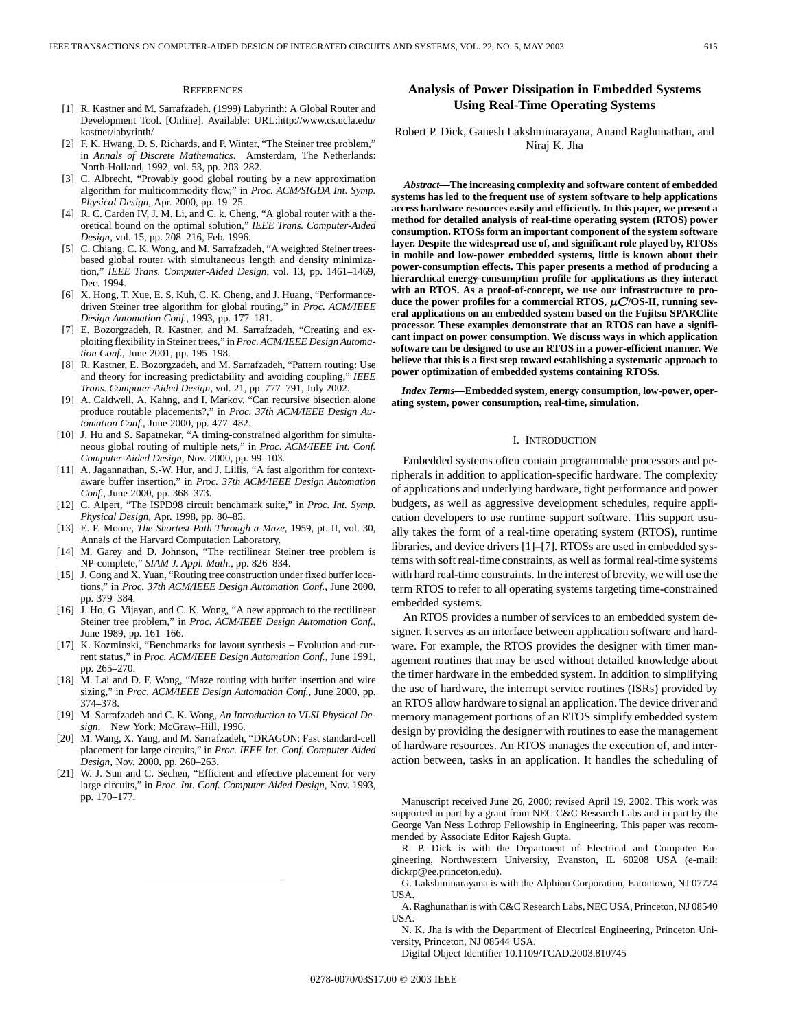## References

[1] R. Kastner and M. Sarrafzadeh. (1999) Labyrinth: A Global Router and Development Tool. [Online]. Available: URL:http://www.cs.ucla.edu/kastner/labyrinth/

[2] F. K. Hwang, D. S. Richards, and P. Winter, "The Steiner tree problem," in *Annals of Discrete Mathematics*. Amsterdam, The Netherlands: North-Holland, 1992, vol. 53, pp. 203–282.

[3] C. Albrecht, "Provably good global routing by a new approximation algorithm for multicommodity flow," in *Proc. ACM/SIGDA Int. Symp. Physical Design*, Apr. 2000, pp. 19–25.

[4] R. C. Carden IV, J. M. Li, and C. k. Cheng, "A global router with a theoretical bound on the optimal solution," *IEEE Trans. Computer-Aided Design*, vol. 15, pp. 208–216, Feb. 1996.

[5] C. Chiang, C. K. Wong, and M. Sarrafzadeh, "A weighted Steiner trees-based global router with simultaneous length and density minimization," *IEEE Trans. Computer-Aided Design*, vol. 13, pp. 1461–1469, Dec. 1994.

[6] X. Hong, T. Xue, E. S. Kuh, C. K. Cheng, and J. Huang, "Performance-driven Steiner tree algorithm for global routing," in *Proc. ACM/IEEE Design Automation Conf.*, 1993, pp. 177–181.

[7] E. Bozorgzadeh, R. Kastner, and M. Sarrafzadeh, "Creating and exploiting flexibility in Steiner trees," in *Proc. ACM/IEEE Design Automation Conf.*, June 2001, pp. 195–198.

[8] R. Kastner, E. Bozorgzadeh, and M. Sarrafzadeh, "Pattern routing: Use and theory for increasing predictability and avoiding coupling," *IEEE Trans. Computer-Aided Design*, vol. 21, pp. 777–791, July 2002.

[9] A. Caldwell, A. Kahng, and I. Markov, "Can recursive bisection alone produce routable placements?," in *Proc. 37th ACM/IEEE Design Automation Conf.*, June 2000, pp. 477–482.

[10] J. Hu and S. Sapatnekar, "A timing-constrained algorithm for simultaneous global routing of multiple nets," in *Proc. ACM/IEEE Int. Conf. Computer-Aided Design*, Nov. 2000, pp. 99–103.

[11] A. Jagannathan, S.-W. Hur, and J. Lillis, "A fast algorithm for context-aware buffer insertion," in *Proc. 37th ACM/IEEE Design Automation Conf.*, June 2000, pp. 368–373.

[12] C. Alpert, "The ISPD98 circuit benchmark suite," in *Proc. Int. Symp. Physical Design*, Apr. 1998, pp. 80–85.

[13] E. F. Moore, *The Shortest Path Through a Maze*, 1959, pt. II, vol. 30, Annals of the Harvard Computation Laboratory.

[14] M. Garey and D. Johnson, "The rectilinear Steiner tree problem is NP-complete," *SIAM J. Appl. Math.*, pp. 826–834.

[15] J. Cong and X. Yuan, "Routing tree construction under fixed buffer locations," in *Proc. 37th ACM/IEEE Design Automation Conf.*, June 2000, pp. 379–384.

[16] J. Ho, G. Vijayan, and C. K. Wong, "A new approach to the rectilinear Steiner tree problem," in *Proc. ACM/IEEE Design Automation Conf.*, June 1989, pp. 161–166.

[17] K. Kozminski, "Benchmarks for layout synthesis – Evolution and current status," in *Proc. ACM/IEEE Design Automation Conf.*, June 1991, pp. 265–270.

[18] M. Lai and D. F. Wong, "Maze routing with buffer insertion and wire sizing," in *Proc. ACM/IEEE Design Automation Conf.*, June 2000, pp. 374–378.

[19] M. Sarrafzadeh and C. K. Wong, *An Introduction to VLSI Physical Design*. New York: McGraw–Hill, 1996.

[20] M. Wang, X. Yang, and M. Sarrafzadeh, "DRAGON: Fast standard-cell placement for large circuits," in *Proc. IEEE Int. Conf. Computer-Aided Design*, Nov. 2000, pp. 260–263.

[21] W. J. Sun and C. Sechen, "Efficient and effective placement for very large circuits," in *Proc. Int. Conf. Computer-Aided Design*, Nov. 1993, pp. 170–177.

# Analysis of Power Dissipation in Embedded Systems Using Real-Time Operating Systems

Robert P. Dick, Ganesh Lakshminarayana, Anand Raghunathan, and Niraj K. Jha

***Abstract*—The increasing complexity and software content of embedded systems has led to the frequent use of system software to help applications access hardware resources easily and efficiently. In this paper, we present a method for detailed analysis of real-time operating system (RTOS) power consumption. RTOSs form an important component of the system software layer. Despite the widespread use of, and significant role played by, RTOSs in mobile and low-power embedded systems, little is known about their power-consumption effects. This paper presents a method of producing a hierarchical energy-consumption profile for applications as they interact with an RTOS. As a proof-of-concept, we use our infrastructure to produce the power profiles for a commercial RTOS, $\mu C$/OS-II, running several applications on an embedded system based on the Fujitsu SPARClite processor. These examples demonstrate that an RTOS can have a significant impact on power consumption. We discuss ways in which application software can be designed to use an RTOS in a power-efficient manner. We believe that this is a first step toward establishing a systematic approach to power optimization of embedded systems containing RTOSs.**

***Index Terms*—Embedded system, energy consumption, low-power, operating system, power consumption, real-time, simulation.**

## I. Introduction

Embedded systems often contain programmable processors and peripherals in addition to application-specific hardware. The complexity of applications and underlying hardware, tight performance and power budgets, as well as aggressive development schedules, require application developers to use runtime support software. This support usually takes the form of a real-time operating system (RTOS), runtime libraries, and device drivers [1]–[7]. RTOSs are used in embedded systems with soft real-time constraints, as well as formal real-time systems with hard real-time constraints. In the interest of brevity, we will use the term RTOS to refer to all operating systems targeting time-constrained embedded systems.

An RTOS provides a number of services to an embedded system designer. It serves as an interface between application software and hardware. For example, the RTOS provides the designer with timer management routines that may be used without detailed knowledge about the timer hardware in the embedded system. In addition to simplifying the use of hardware, the interrupt service routines (ISRs) provided by an RTOS allow hardware to signal an application. The device driver and memory management portions of an RTOS simplify embedded system design by providing the designer with routines to ease the management of hardware resources. An RTOS manages the execution of, and interaction between, tasks in an application. It handles the scheduling of

Manuscript received June 26, 2000; revised April 19, 2002. This work was supported in part by a grant from NEC C&C Research Labs and in part by the George Van Ness Lothrop Fellowship in Engineering. This paper was recommended by Associate Editor Rajesh Gupta.

R. P. Dick is with the Department of Electrical and Computer Engineering, Northwestern University, Evanston, IL 60208 USA (e-mail: dickrp@ee.princeton.edu).

G. Lakshminarayana is with the Alphion Corporation, Eatontown, NJ 07724 USA.

A. Raghunathan is with C&C Research Labs, NEC USA, Princeton, NJ 08540 USA.

N. K. Jha is with the Department of Electrical Engineering, Princeton University, Princeton, NJ 08544 USA.

Digital Object Identifier 10.1109/TCAD.2003.810745